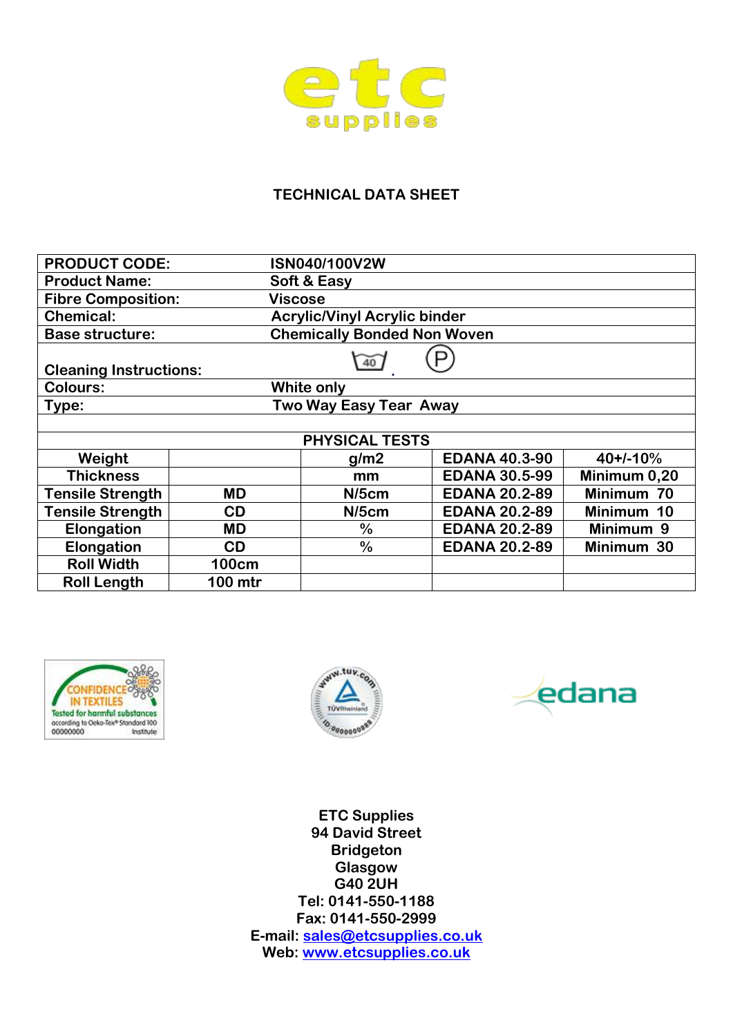# TECHNICAL DATA SHEET

| | |
|---|---|
| **PRODUCT CODE:** | **ISN040/100V2W** |
| **Product Name:** | **Soft & Easy** |
| **Fibre Composition:** | **Viscose** |
| **Chemical:** | **Acrylic/Vinyl Acrylic binder** |
| **Base structure:** | **Chemically Bonded Non Woven** |
| **Cleaning Instructions:** | 40 . (P) |
| **Colours:** | **White only** |
| **Type:** | **Two Way Easy Tear Away** |

| PHYSICAL TESTS | | | | |
|---|---|---|---|---|
| **Weight** | | **g/m2** | **EDANA 40.3-90** | **40+/-10%** |
| **Thickness** | | **mm** | **EDANA 30.5-99** | **Minimum 0,20** |
| **Tensile Strength** | **MD** | **N/5cm** | **EDANA 20.2-89** | **Minimum 70** |
| **Tensile Strength** | **CD** | **N/5cm** | **EDANA 20.2-89** | **Minimum 10** |
| **Elongation** | **MD** | **%** | **EDANA 20.2-89** | **Minimum 9** |
| **Elongation** | **CD** | **%** | **EDANA 20.2-89** | **Minimum 30** |
| **Roll Width** | **100cm** | | | |
| **Roll Length** | **100 mtr** | | | |

**ETC Supplies**
**94 David Street**
**Bridgeton**
**Glasgow**
**G40 2UH**
**Tel: 0141-550-1188**
**Fax: 0141-550-2999**
**E-mail: sales@etcsupplies.co.uk**
**Web: www.etcsupplies.co.uk**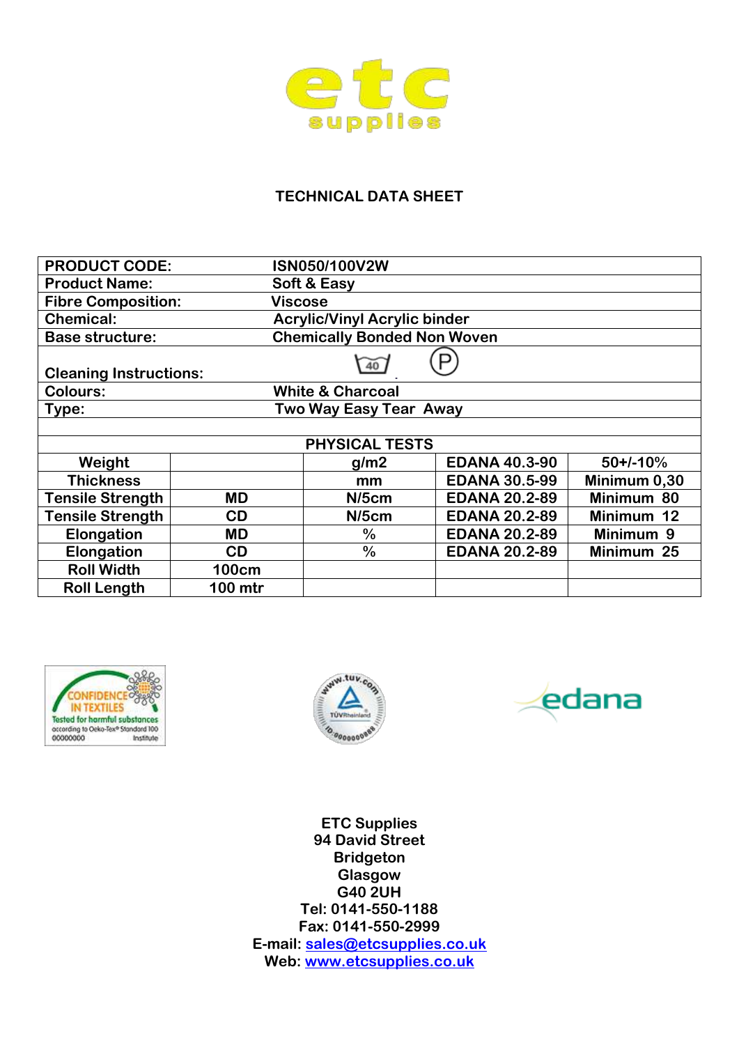# TECHNICAL DATA SHEET

| | |
|---|---|
| **PRODUCT CODE:** | **ISN050/100V2W** |
| **Product Name:** | **Soft & Easy** |
| **Fibre Composition:** | **Viscose** |
| **Chemical:** | **Acrylic/Vinyl Acrylic binder** |
| **Base structure:** | **Chemically Bonded Non Woven** |
| **Cleaning Instructions:** | 40 (P) |
| **Colours:** | **White & Charcoal** |
| **Type:** | **Two Way Easy Tear Away** |

**PHYSICAL TESTS**

| | | | | |
|---|---|---|---|---|
| **Weight** | | **g/m2** | **EDANA 40.3-90** | **50+/-10%** |
| **Thickness** | | **mm** | **EDANA 30.5-99** | **Minimum 0,30** |
| **Tensile Strength** | **MD** | **N/5cm** | **EDANA 20.2-89** | **Minimum 80** |
| **Tensile Strength** | **CD** | **N/5cm** | **EDANA 20.2-89** | **Minimum 12** |
| **Elongation** | **MD** | **%** | **EDANA 20.2-89** | **Minimum 9** |
| **Elongation** | **CD** | **%** | **EDANA 20.2-89** | **Minimum 25** |
| **Roll Width** | **100cm** | | | |
| **Roll Length** | **100 mtr** | | | |

**ETC Supplies**
**94 David Street**
**Bridgeton**
**Glasgow**
**G40 2UH**
**Tel: 0141-550-1188**
**Fax: 0141-550-2999**
**E-mail: sales@etcsupplies.co.uk**
**Web: www.etcsupplies.co.uk**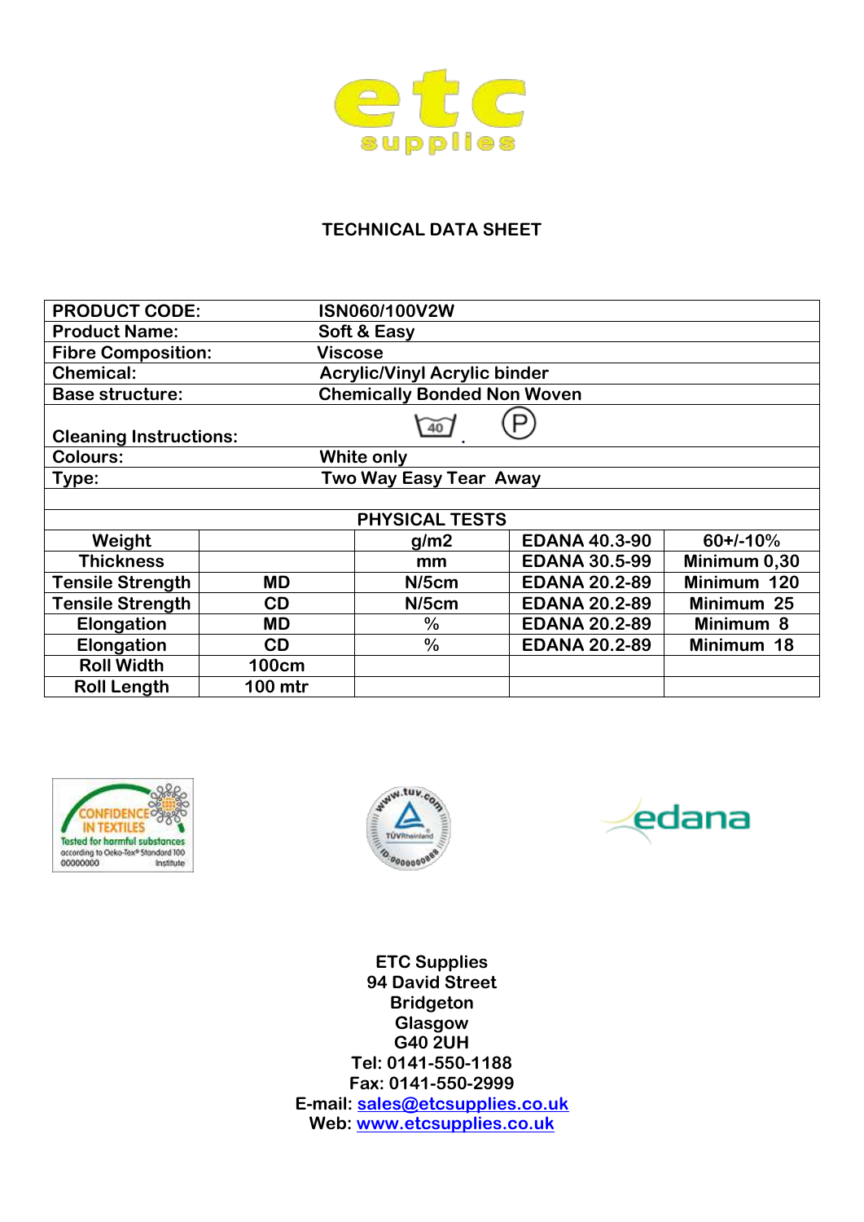etc supplies

## TECHNICAL DATA SHEET

| | |
|---|---|
| **PRODUCT CODE:** | **ISN060/100V2W** |
| **Product Name:** | **Soft & Easy** |
| **Fibre Composition:** | **Viscose** |
| **Chemical:** | **Acrylic/Vinyl Acrylic binder** |
| **Base structure:** | **Chemically Bonded Non Woven** |
| **Cleaning Instructions:** | 40 . (P) |
| **Colours:** | **White only** |
| **Type:** | **Two Way Easy Tear Away** |

| | | | | |
|---|---|---|---|---|
| **PHYSICAL TESTS** | | | | |
| **Weight** | | **g/m2** | **EDANA 40.3-90** | **60+/-10%** |
| **Thickness** | | **mm** | **EDANA 30.5-99** | **Minimum 0,30** |
| **Tensile Strength** | **MD** | **N/5cm** | **EDANA 20.2-89** | **Minimum 120** |
| **Tensile Strength** | **CD** | **N/5cm** | **EDANA 20.2-89** | **Minimum 25** |
| **Elongation** | **MD** | **%** | **EDANA 20.2-89** | **Minimum 8** |
| **Elongation** | **CD** | **%** | **EDANA 20.2-89** | **Minimum 18** |
| **Roll Width** | **100cm** | | | |
| **Roll Length** | **100 mtr** | | | |

CONFIDENCE IN TEXTILES
Tested for harmful substances
according to Oeko-Tex® Standard 100
00000000 Institute

www.tuv.com
TÜVRheinland
ID: 0000000000

edana

**ETC Supplies**
**94 David Street**
**Bridgeton**
**Glasgow**
**G40 2UH**
**Tel: 0141-550-1188**
**Fax: 0141-550-2999**
**E-mail: sales@etcsupplies.co.uk**
**Web: www.etcsupplies.co.uk**